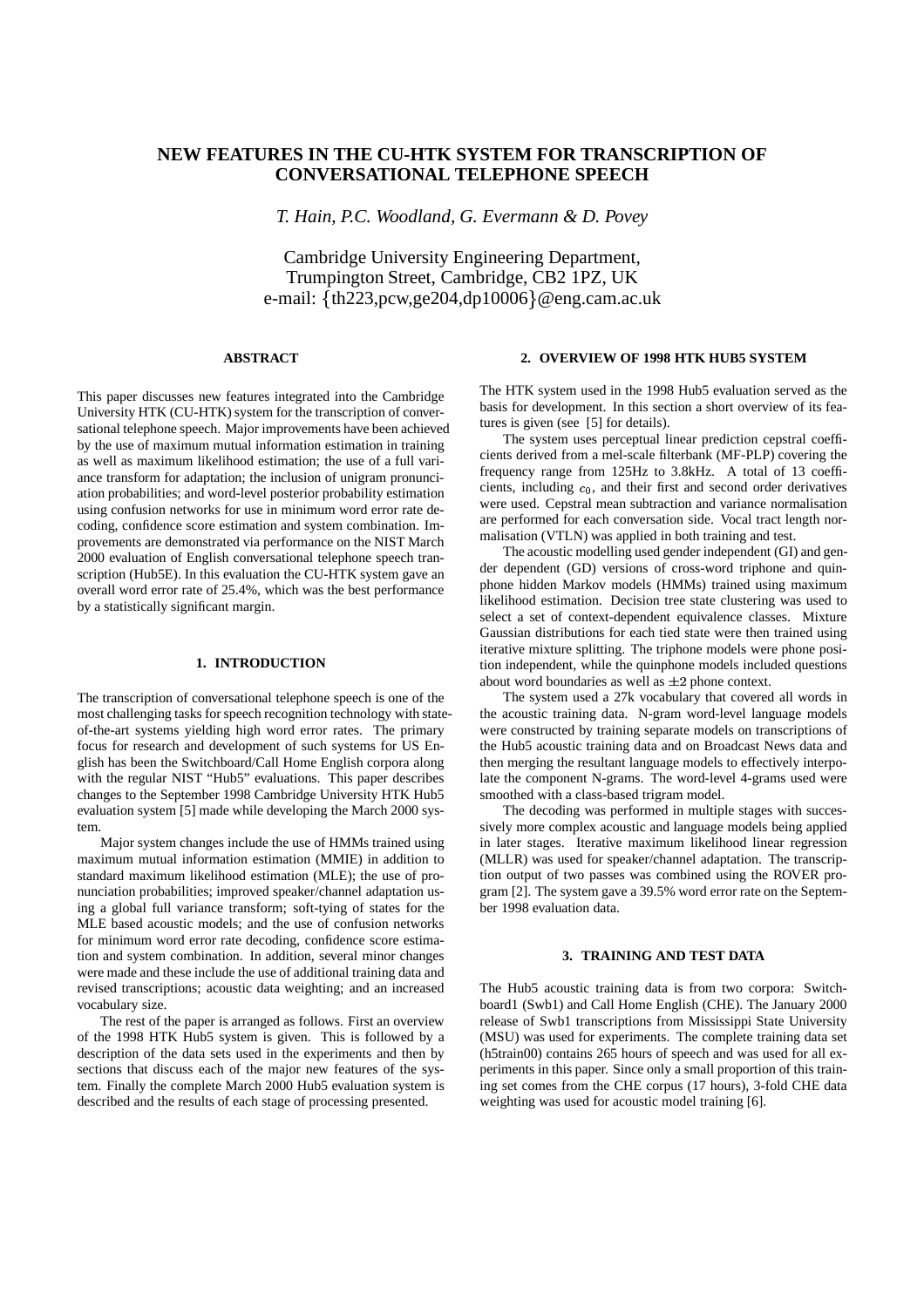# NEW FEATURES IN THE CU-HTK SYSTEM FOR TRANSCRIPTION OF CONVERSATIONAL TELEPHONE SPEECH

*T. Hain, P.C. Woodland, G. Evermann & D. Povey*

Cambridge University Engineering Department,
Trumpington Street, Cambridge, CB2 1PZ, UK
e-mail: {th223,pcw,ge204,dp10006}@eng.cam.ac.uk

## ABSTRACT

This paper discusses new features integrated into the Cambridge University HTK (CU-HTK) system for the transcription of conversational telephone speech. Major improvements have been achieved by the use of maximum mutual information estimation in training as well as maximum likelihood estimation; the use of a full variance transform for adaptation; the inclusion of unigram pronunciation probabilities; and word-level posterior probability estimation using confusion networks for use in minimum word error rate decoding, confidence score estimation and system combination. Improvements are demonstrated via performance on the NIST March 2000 evaluation of English conversational telephone speech transcription (Hub5E). In this evaluation the CU-HTK system gave an overall word error rate of 25.4%, which was the best performance by a statistically significant margin.

## 1. INTRODUCTION

The transcription of conversational telephone speech is one of the most challenging tasks for speech recognition technology with state-of-the-art systems yielding high word error rates. The primary focus for research and development of such systems for US English has been the Switchboard/Call Home English corpora along with the regular NIST "Hub5" evaluations. This paper describes changes to the September 1998 Cambridge University HTK Hub5 evaluation system [5] made while developing the March 2000 system.

Major system changes include the use of HMMs trained using maximum mutual information estimation (MMIE) in addition to standard maximum likelihood estimation (MLE); the use of pronunciation probabilities; improved speaker/channel adaptation using a global full variance transform; soft-tying of states for the MLE based acoustic models; and the use of confusion networks for minimum word error rate decoding, confidence score estimation and system combination. In addition, several minor changes were made and these include the use of additional training data and revised transcriptions; acoustic data weighting; and an increased vocabulary size.

The rest of the paper is arranged as follows. First an overview of the 1998 HTK Hub5 system is given. This is followed by a description of the data sets used in the experiments and then by sections that discuss each of the major new features of the system. Finally the complete March 2000 Hub5 evaluation system is described and the results of each stage of processing presented.

## 2. OVERVIEW OF 1998 HTK HUB5 SYSTEM

The HTK system used in the 1998 Hub5 evaluation served as the basis for development. In this section a short overview of its features is given (see [5] for details).

The system uses perceptual linear prediction cepstral coefficients derived from a mel-scale filterbank (MF-PLP) covering the frequency range from 125Hz to 3.8kHz. A total of 13 coefficients, including $c_0$, and their first and second order derivatives were used. Cepstral mean subtraction and variance normalisation are performed for each conversation side. Vocal tract length normalisation (VTLN) was applied in both training and test.

The acoustic modelling used gender independent (GI) and gender dependent (GD) versions of cross-word triphone and quinphone hidden Markov models (HMMs) trained using maximum likelihood estimation. Decision tree state clustering was used to select a set of context-dependent equivalence classes. Mixture Gaussian distributions for each tied state were then trained using iterative mixture splitting. The triphone models were phone position independent, while the quinphone models included questions about word boundaries as well as $\pm 2$ phone context.

The system used a 27k vocabulary that covered all words in the acoustic training data. N-gram word-level language models were constructed by training separate models on transcriptions of the Hub5 acoustic training data and on Broadcast News data and then merging the resultant language models to effectively interpolate the component N-grams. The word-level 4-grams used were smoothed with a class-based trigram model.

The decoding was performed in multiple stages with successively more complex acoustic and language models being applied in later stages. Iterative maximum likelihood linear regression (MLLR) was used for speaker/channel adaptation. The transcription output of two passes was combined using the ROVER program [2]. The system gave a 39.5% word error rate on the September 1998 evaluation data.

## 3. TRAINING AND TEST DATA

The Hub5 acoustic training data is from two corpora: Switchboard1 (Swb1) and Call Home English (CHE). The January 2000 release of Swb1 transcriptions from Mississippi State University (MSU) was used for experiments. The complete training data set (h5train00) contains 265 hours of speech and was used for all experiments in this paper. Since only a small proportion of this training set comes from the CHE corpus (17 hours), 3-fold CHE data weighting was used for acoustic model training [6].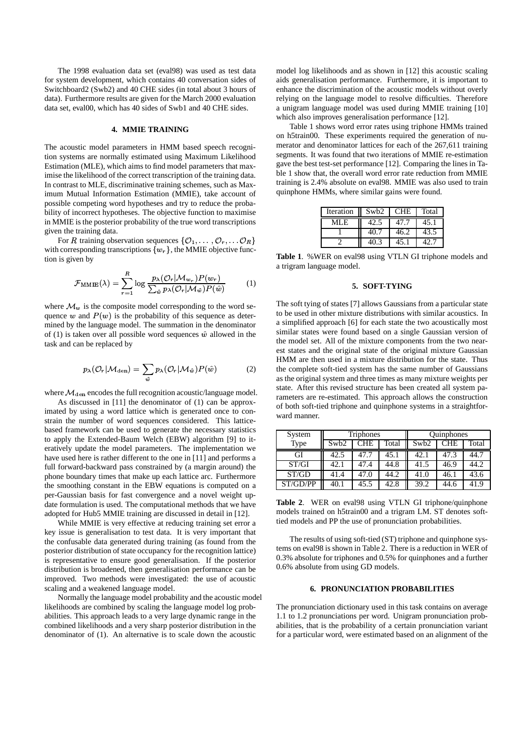The 1998 evaluation data set (eval98) was used as test data for system development, which contains 40 conversation sides of Switchboard2 (Swb2) and 40 CHE sides (in total about 3 hours of data). Furthermore results are given for the March 2000 evaluation data set, eval00, which has 40 sides of Swb1 and 40 CHE sides.

## 4. MMIE TRAINING

The acoustic model parameters in HMM based speech recognition systems are normally estimated using Maximum Likelihood Estimation (MLE), which aims to find model parameters that maximise the likelihood of the correct transcription of the training data. In contrast to MLE, discriminative training schemes, such as Maximum Mutual Information Estimation (MMIE), take account of possible competing word hypotheses and try to reduce the probability of incorrect hypotheses. The objective function to maximise in MMIE is the posterior probability of the true word transcriptions given the training data.

For $R$ training observation sequences $\{\mathcal{O}_1, \ldots, \mathcal{O}_r, \ldots \mathcal{O}_R\}$ with corresponding transcriptions $\{w_r\}$, the MMIE objective function is given by

$$\mathcal{F}_{\mathrm{MMIE}}(\lambda) = \sum_{r=1}^{R} \log \frac{p_\lambda(\mathcal{O}_r|\mathcal{M}_{w_r})P(w_r)}{\sum_{\hat{w}} p_\lambda(\mathcal{O}_r|\mathcal{M}_{\hat{w}})P(\hat{w})} \qquad (1)$$

where $\mathcal{M}_w$ is the composite model corresponding to the word sequence $w$ and $P(w)$ is the probability of this sequence as determined by the language model. The summation in the denominator of (1) is taken over all possible word sequences $\hat{w}$ allowed in the task and can be replaced by

$$p_\lambda(\mathcal{O}_r|\mathcal{M}_{\mathrm{den}}) = \sum_{\hat{w}} p_\lambda(\mathcal{O}_r|\mathcal{M}_{\hat{w}})P(\hat{w}) \qquad (2)$$

where $\mathcal{M}_{\mathrm{den}}$ encodes the full recognition acoustic/language model.

As discussed in [11] the denominator of (1) can be approximated by using a word lattice which is generated once to constrain the number of word sequences considered. This lattice-based framework can be used to generate the necessary statistics to apply the Extended-Baum Welch (EBW) algorithm [9] to iteratively update the model parameters. The implementation we have used here is rather different to the one in [11] and performs a full forward-backward pass constrained by (a margin around) the phone boundary times that make up each lattice arc. Furthermore the smoothing constant in the EBW equations is computed on a per-Gaussian basis for fast convergence and a novel weight update formulation is used. The computational methods that we have adopted for Hub5 MMIE training are discussed in detail in [12].

While MMIE is very effective at reducing training set error a key issue is generalisation to test data. It is very important that the confusable data generated during training (as found from the posterior distribution of state occupancy for the recognition lattice) is representative to ensure good generalisation. If the posterior distribution is broadened, then generalisation performance can be improved. Two methods were investigated: the use of acoustic scaling and a weakened language model.

Normally the language model probability and the acoustic model likelihoods are combined by scaling the language model log probabilities. This approach leads to a very large dynamic range in the combined likelihoods and a very sharp posterior distribution in the denominator of (1). An alternative is to scale down the acoustic model log likelihoods and as shown in [12] this acoustic scaling aids generalisation performance. Furthermore, it is important to enhance the discrimination of the acoustic models without overly relying on the language model to resolve difficulties. Therefore a unigram language model was used during MMIE training [10] which also improves generalisation performance [12].

Table 1 shows word error rates using triphone HMMs trained on h5train00. These experiments required the generation of numerator and denominator lattices for each of the 267,611 training segments. It was found that two iterations of MMIE re-estimation gave the best test-set performance [12]. Comparing the lines in Table 1 show that, the overall word error rate reduction from MMIE training is 2.4% absolute on eval98. MMIE was also used to train quinphone HMMs, where similar gains were found.

| Iteration | Swb2 | CHE | Total |
|---|---|---|---|
| MLE | 42.5 | 47.7 | 45.1 |
| 1 | 40.7 | 46.2 | 43.5 |
| 2 | 40.3 | 45.1 | 42.7 |

**Table 1**. %WER on eval98 using VTLN GI triphone models and a trigram language model.

## 5. SOFT-TYING

The soft tying of states [7] allows Gaussians from a particular state to be used in other mixture distributions with similar acoustics. In a simplified approach [6] for each state the two acoustically most similar states were found based on a single Gaussian version of the model set. All of the mixture components from the two nearest states and the original state of the original mixture Gaussian HMM are then used in a mixture distribution for the state. Thus the complete soft-tied system has the same number of Gaussians as the original system and three times as many mixture weights per state. After this revised structure has been created all system parameters are re-estimated. This approach allows the construction of both soft-tied triphone and quinphone systems in a straightforward manner.

| System Type | Triphones | | | Quinphones | | |
|---|---|---|---|---|---|---|
| | Swb2 | CHE | Total | Swb2 | CHE | Total |
| GI | 42.5 | 47.7 | 45.1 | 42.1 | 47.3 | 44.7 |
| ST/GI | 42.1 | 47.4 | 44.8 | 41.5 | 46.9 | 44.2 |
| ST/GD | 41.4 | 47.0 | 44.2 | 41.0 | 46.1 | 43.6 |
| ST/GD/PP | 40.1 | 45.5 | 42.8 | 39.2 | 44.6 | 41.9 |

**Table 2**. WER on eval98 using VTLN GI triphone/quinphone models trained on h5train00 and a trigram LM. ST denotes soft-tied models and PP the use of pronunciation probabilities.

The results of using soft-tied (ST) triphone and quinphone systems on eval98 is shown in Table 2. There is a reduction in WER of 0.3% absolute for triphones and 0.5% for quinphones and a further 0.6% absolute from using GD models.

## 6. PRONUNCIATION PROBABILITIES

The pronunciation dictionary used in this task contains on average 1.1 to 1.2 pronunciations per word. Unigram pronunciation probabilities, that is the probability of a certain pronunciation variant for a particular word, were estimated based on an alignment of the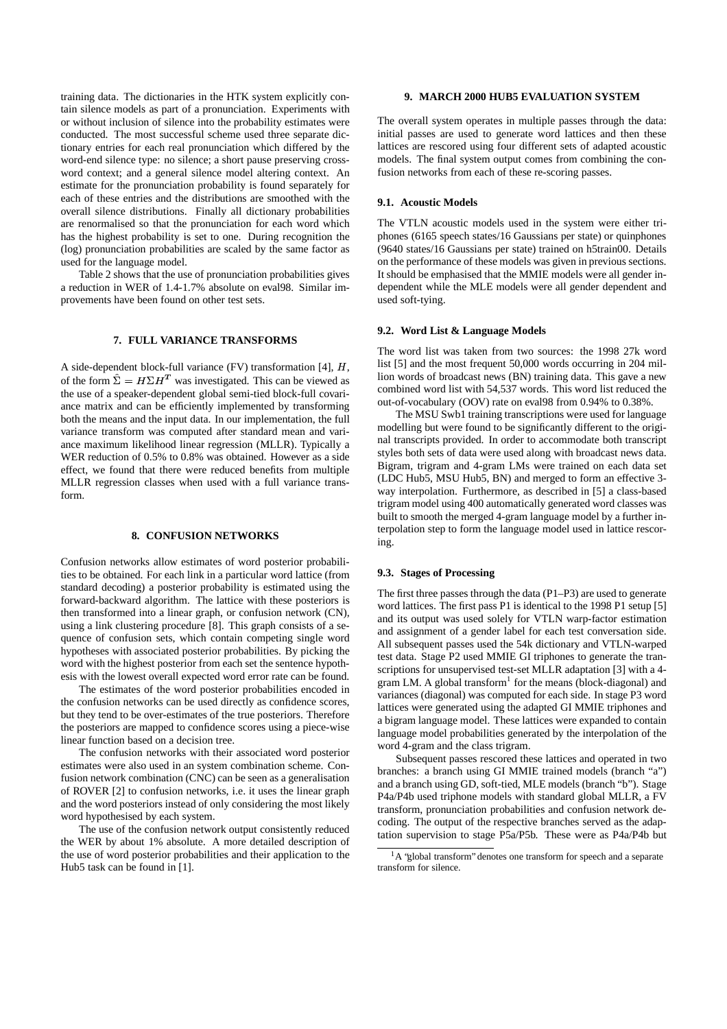training data. The dictionaries in the HTK system explicitly contain silence models as part of a pronunciation. Experiments with or without inclusion of silence into the probability estimates were conducted. The most successful scheme used three separate dictionary entries for each real pronunciation which differed by the word-end silence type: no silence; a short pause preserving cross-word context; and a general silence model altering context. An estimate for the pronunciation probability is found separately for each of these entries and the distributions are smoothed with the overall silence distributions. Finally all dictionary probabilities are renormalised so that the pronunciation for each word which has the highest probability is set to one. During recognition the (log) pronunciation probabilities are scaled by the same factor as used for the language model.

Table 2 shows that the use of pronunciation probabilities gives a reduction in WER of 1.4-1.7% absolute on eval98. Similar improvements have been found on other test sets.

## 7. FULL VARIANCE TRANSFORMS

A side-dependent block-full variance (FV) transformation [4], $H$, of the form $\hat{\Sigma} = H\Sigma H^T$ was investigated. This can be viewed as the use of a speaker-dependent global semi-tied block-full covariance matrix and can be efficiently implemented by transforming both the means and the input data. In our implementation, the full variance transform was computed after standard mean and variance maximum likelihood linear regression (MLLR). Typically a WER reduction of 0.5% to 0.8% was obtained. However as a side effect, we found that there were reduced benefits from multiple MLLR regression classes when used with a full variance transform.

## 8. CONFUSION NETWORKS

Confusion networks allow estimates of word posterior probabilities to be obtained. For each link in a particular word lattice (from standard decoding) a posterior probability is estimated using the forward-backward algorithm. The lattice with these posteriors is then transformed into a linear graph, or confusion network (CN), using a link clustering procedure [8]. This graph consists of a sequence of confusion sets, which contain competing single word hypotheses with associated posterior probabilities. By picking the word with the highest posterior from each set the sentence hypothesis with the lowest overall expected word error rate can be found.

The estimates of the word posterior probabilities encoded in the confusion networks can be used directly as confidence scores, but they tend to be over-estimates of the true posteriors. Therefore the posteriors are mapped to confidence scores using a piece-wise linear function based on a decision tree.

The confusion networks with their associated word posterior estimates were also used in an system combination scheme. Confusion network combination (CNC) can be seen as a generalisation of ROVER [2] to confusion networks, i.e. it uses the linear graph and the word posteriors instead of only considering the most likely word hypothesised by each system.

The use of the confusion network output consistently reduced the WER by about 1% absolute. A more detailed description of the use of word posterior probabilities and their application to the Hub5 task can be found in [1].

## 9. MARCH 2000 HUB5 EVALUATION SYSTEM

The overall system operates in multiple passes through the data: initial passes are used to generate word lattices and then these lattices are rescored using four different sets of adapted acoustic models. The final system output comes from combining the confusion networks from each of these re-scoring passes.

### 9.1. Acoustic Models

The VTLN acoustic models used in the system were either triphones (6165 speech states/16 Gaussians per state) or quinphones (9640 states/16 Gaussians per state) trained on h5train00. Details on the performance of these models was given in previous sections. It should be emphasised that the MMIE models were all gender independent while the MLE models were all gender dependent and used soft-tying.

### 9.2. Word List & Language Models

The word list was taken from two sources: the 1998 27k word list [5] and the most frequent 50,000 words occurring in 204 million words of broadcast news (BN) training data. This gave a new combined word list with 54,537 words. This word list reduced the out-of-vocabulary (OOV) rate on eval98 from 0.94% to 0.38%.

The MSU Swb1 training transcriptions were used for language modelling but were found to be significantly different to the original transcripts provided. In order to accommodate both transcript styles both sets of data were used along with broadcast news data. Bigram, trigram and 4-gram LMs were trained on each data set (LDC Hub5, MSU Hub5, BN) and merged to form an effective 3-way interpolation. Furthermore, as described in [5] a class-based trigram model using 400 automatically generated word classes was built to smooth the merged 4-gram language model by a further interpolation step to form the language model used in lattice rescoring.

### 9.3. Stages of Processing

The first three passes through the data (P1–P3) are used to generate word lattices. The first pass P1 is identical to the 1998 P1 setup [5] and its output was used solely for VTLN warp-factor estimation and assignment of a gender label for each test conversation side. All subsequent passes used the 54k dictionary and VTLN-warped test data. Stage P2 used MMIE GI triphones to generate the transcriptions for unsupervised test-set MLLR adaptation [3] with a 4-gram LM. A global transform[1] for the means (block-diagonal) and variances (diagonal) was computed for each side. In stage P3 word lattices were generated using the adapted GI MMIE triphones and a bigram language model. These lattices were expanded to contain language model probabilities generated by the interpolation of the word 4-gram and the class trigram.

Subsequent passes rescored these lattices and operated in two branches: a branch using GI MMIE trained models (branch "a") and a branch using GD, soft-tied, MLE models (branch "b"). Stage P4a/P4b used triphone models with standard global MLLR, a FV transform, pronunciation probabilities and confusion network decoding. The output of the respective branches served as the adaptation supervision to stage P5a/P5b. These were as P4a/P4b but

[1] A "global transform" denotes one transform for speech and a separate transform for silence.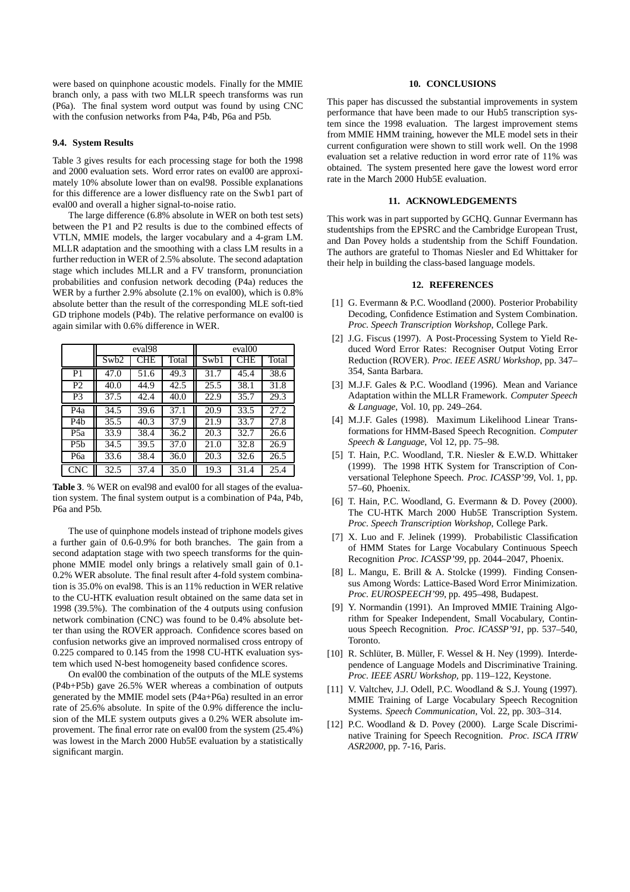were based on quinphone acoustic models. Finally for the MMIE branch only, a pass with two MLLR speech transforms was run (P6a). The final system word output was found by using CNC with the confusion networks from P4a, P4b, P6a and P5b.

### 9.4. System Results

Table 3 gives results for each processing stage for both the 1998 and 2000 evaluation sets. Word error rates on eval00 are approximately 10% absolute lower than on eval98. Possible explanations for this difference are a lower disfluency rate on the Swb1 part of eval00 and overall a higher signal-to-noise ratio.

The large difference (6.8% absolute in WER on both test sets) between the P1 and P2 results is due to the combined effects of VTLN, MMIE models, the larger vocabulary and a 4-gram LM. MLLR adaptation and the smoothing with a class LM results in a further reduction in WER of 2.5% absolute. The second adaptation stage which includes MLLR and a FV transform, pronunciation probabilities and confusion network decoding (P4a) reduces the WER by a further 2.9% absolute (2.1% on eval00), which is 0.8% absolute better than the result of the corresponding MLE soft-tied GD triphone models (P4b). The relative performance on eval00 is again similar with 0.6% difference in WER.

| | eval98 | | | eval00 | | |
|---|---|---|---|---|---|---|
| | Swb2 | CHE | Total | Swb1 | CHE | Total |
| P1 | 47.0 | 51.6 | 49.3 | 31.7 | 45.4 | 38.6 |
| P2 | 40.0 | 44.9 | 42.5 | 25.5 | 38.1 | 31.8 |
| P3 | 37.5 | 42.4 | 40.0 | 22.9 | 35.7 | 29.3 |
| P4a | 34.5 | 39.6 | 37.1 | 20.9 | 33.5 | 27.2 |
| P4b | 35.5 | 40.3 | 37.9 | 21.9 | 33.7 | 27.8 |
| P5a | 33.9 | 38.4 | 36.2 | 20.3 | 32.7 | 26.6 |
| P5b | 34.5 | 39.5 | 37.0 | 21.0 | 32.8 | 26.9 |
| P6a | 33.6 | 38.4 | 36.0 | 20.3 | 32.6 | 26.5 |
| CNC | 32.5 | 37.4 | 35.0 | 19.3 | 31.4 | 25.4 |

**Table 3**. % WER on eval98 and eval00 for all stages of the evaluation system. The final system output is a combination of P4a, P4b, P6a and P5b.

The use of quinphone models instead of triphone models gives a further gain of 0.6-0.9% for both branches. The gain from a second adaptation stage with two speech transforms for the quinphone MMIE model only brings a relatively small gain of 0.1-0.2% WER absolute. The final result after 4-fold system combination is 35.0% on eval98. This is an 11% reduction in WER relative to the CU-HTK evaluation result obtained on the same data set in 1998 (39.5%). The combination of the 4 outputs using confusion network combination (CNC) was found to be 0.4% absolute better than using the ROVER approach. Confidence scores based on confusion networks give an improved normalised cross entropy of 0.225 compared to 0.145 from the 1998 CU-HTK evaluation system which used N-best homogeneity based confidence scores.

On eval00 the combination of the outputs of the MLE systems (P4b+P5b) gave 26.5% WER whereas a combination of outputs generated by the MMIE model sets (P4a+P6a) resulted in an error rate of 25.6% absolute. In spite of the 0.9% difference the inclusion of the MLE system outputs gives a 0.2% WER absolute improvement. The final error rate on eval00 from the system (25.4%) was lowest in the March 2000 Hub5E evaluation by a statistically significant margin.

## 10. CONCLUSIONS

This paper has discussed the substantial improvements in system performance that have been made to our Hub5 transcription system since the 1998 evaluation. The largest improvement stems from MMIE HMM training, however the MLE model sets in their current configuration were shown to still work well. On the 1998 evaluation set a relative reduction in word error rate of 11% was obtained. The system presented here gave the lowest word error rate in the March 2000 Hub5E evaluation.

## 11. ACKNOWLEDGEMENTS

This work was in part supported by GCHQ. Gunnar Evermann has studentships from the EPSRC and the Cambridge European Trust, and Dan Povey holds a studentship from the Schiff Foundation. The authors are grateful to Thomas Niesler and Ed Whittaker for their help in building the class-based language models.

## 12. REFERENCES

[1] G. Evermann & P.C. Woodland (2000). Posterior Probability Decoding, Confidence Estimation and System Combination. *Proc. Speech Transcription Workshop*, College Park.

[2] J.G. Fiscus (1997). A Post-Processing System to Yield Reduced Word Error Rates: Recogniser Output Voting Error Reduction (ROVER). *Proc. IEEE ASRU Workshop*, pp. 347–354, Santa Barbara.

[3] M.J.F. Gales & P.C. Woodland (1996). Mean and Variance Adaptation within the MLLR Framework. *Computer Speech & Language*, Vol. 10, pp. 249–264.

[4] M.J.F. Gales (1998). Maximum Likelihood Linear Transformations for HMM-Based Speech Recognition. *Computer Speech & Language*, Vol 12, pp. 75–98.

[5] T. Hain, P.C. Woodland, T.R. Niesler & E.W.D. Whittaker (1999). The 1998 HTK System for Transcription of Conversational Telephone Speech. *Proc. ICASSP'99*, Vol. 1, pp. 57–60, Phoenix.

[6] T. Hain, P.C. Woodland, G. Evermann & D. Povey (2000). The CU-HTK March 2000 Hub5E Transcription System. *Proc. Speech Transcription Workshop*, College Park.

[7] X. Luo and F. Jelinek (1999). Probabilistic Classification of HMM States for Large Vocabulary Continuous Speech Recognition *Proc. ICASSP'99*, pp. 2044–2047, Phoenix.

[8] L. Mangu, E. Brill & A. Stolcke (1999). Finding Consensus Among Words: Lattice-Based Word Error Minimization. *Proc. EUROSPEECH'99*, pp. 495–498, Budapest.

[9] Y. Normandin (1991). An Improved MMIE Training Algorithm for Speaker Independent, Small Vocabulary, Continuous Speech Recognition. *Proc. ICASSP'91*, pp. 537–540, Toronto.

[10] R. Schlüter, B. Müller, F. Wessel & H. Ney (1999). Interdependence of Language Models and Discriminative Training. *Proc. IEEE ASRU Workshop*, pp. 119–122, Keystone.

[11] V. Valtchev, J.J. Odell, P.C. Woodland & S.J. Young (1997). MMIE Training of Large Vocabulary Speech Recognition Systems. *Speech Communication*, Vol. 22, pp. 303–314.

[12] P.C. Woodland & D. Povey (2000). Large Scale Discriminative Training for Speech Recognition. *Proc. ISCA ITRW ASR2000*, pp. 7-16, Paris.